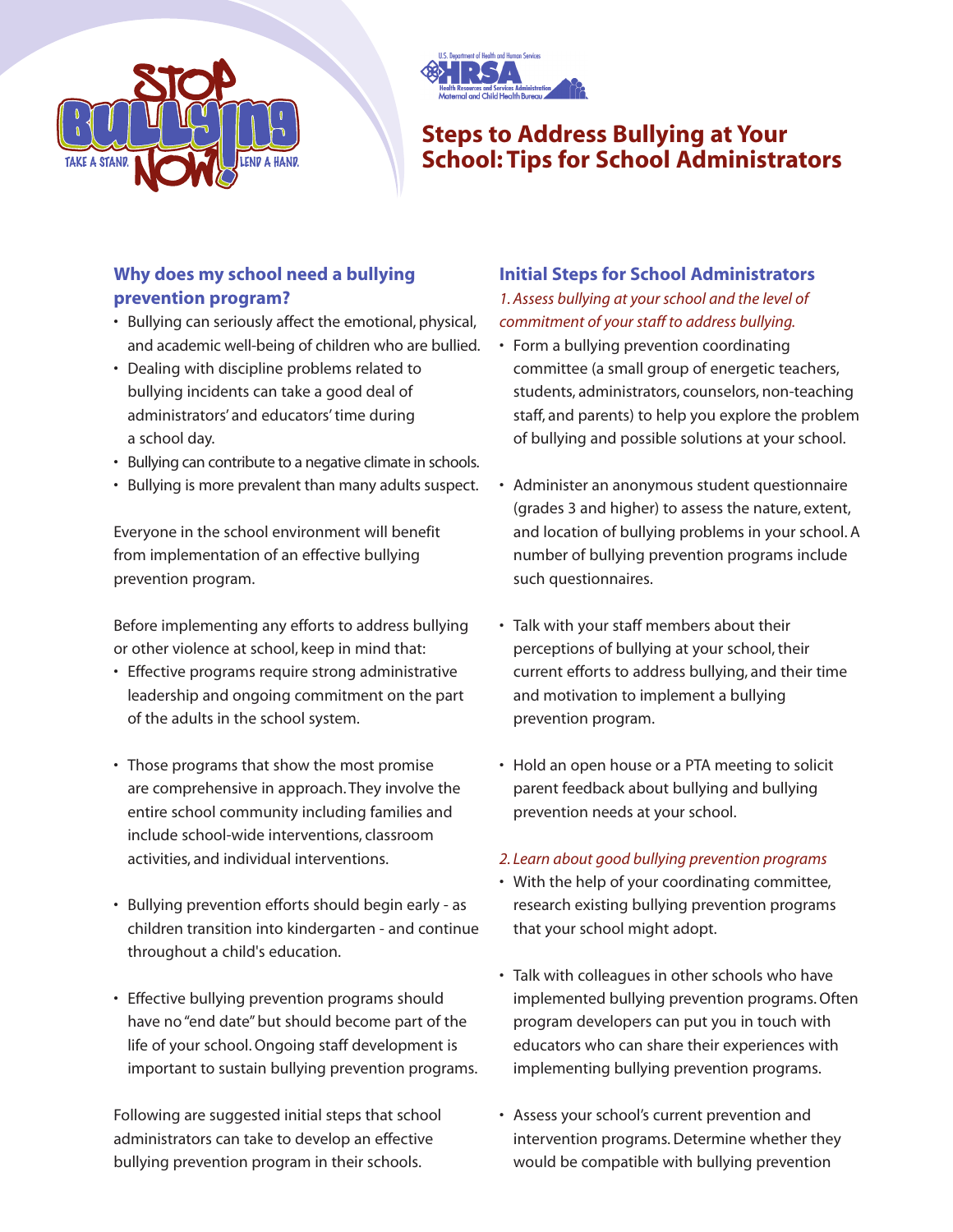# Steps to Address Bullying at Your School: Tips for School Administrators

## Why does my school need a bullying prevention program?

- Bullying can seriously affect the emotional, physical, and academic well-being of children who are bullied.
- Dealing with discipline problems related to bullying incidents can take a good deal of administrators' and educators' time during a school day.
- Bullying can contribute to a negative climate in schools.
- Bullying is more prevalent than many adults suspect.

Everyone in the school environment will benefit from implementation of an effective bullying prevention program.

Before implementing any efforts to address bullying or other violence at school, keep in mind that:

- Effective programs require strong administrative leadership and ongoing commitment on the part of the adults in the school system.
- Those programs that show the most promise are comprehensive in approach. They involve the entire school community including families and include school-wide interventions, classroom activities, and individual interventions.
- Bullying prevention efforts should begin early - as children transition into kindergarten - and continue throughout a child's education.
- Effective bullying prevention programs should have no "end date" but should become part of the life of your school. Ongoing staff development is important to sustain bullying prevention programs.

Following are suggested initial steps that school administrators can take to develop an effective bullying prevention program in their schools.

## Initial Steps for School Administrators

*1. Assess bullying at your school and the level of commitment of your staff to address bullying.*

- Form a bullying prevention coordinating committee (a small group of energetic teachers, students, administrators, counselors, non-teaching staff, and parents) to help you explore the problem of bullying and possible solutions at your school.
- Administer an anonymous student questionnaire (grades 3 and higher) to assess the nature, extent, and location of bullying problems in your school. A number of bullying prevention programs include such questionnaires.
- Talk with your staff members about their perceptions of bullying at your school, their current efforts to address bullying, and their time and motivation to implement a bullying prevention program.
- Hold an open house or a PTA meeting to solicit parent feedback about bullying and bullying prevention needs at your school.

*2. Learn about good bullying prevention programs*

- With the help of your coordinating committee, research existing bullying prevention programs that your school might adopt.
- Talk with colleagues in other schools who have implemented bullying prevention programs. Often program developers can put you in touch with educators who can share their experiences with implementing bullying prevention programs.
- Assess your school's current prevention and intervention programs. Determine whether they would be compatible with bullying prevention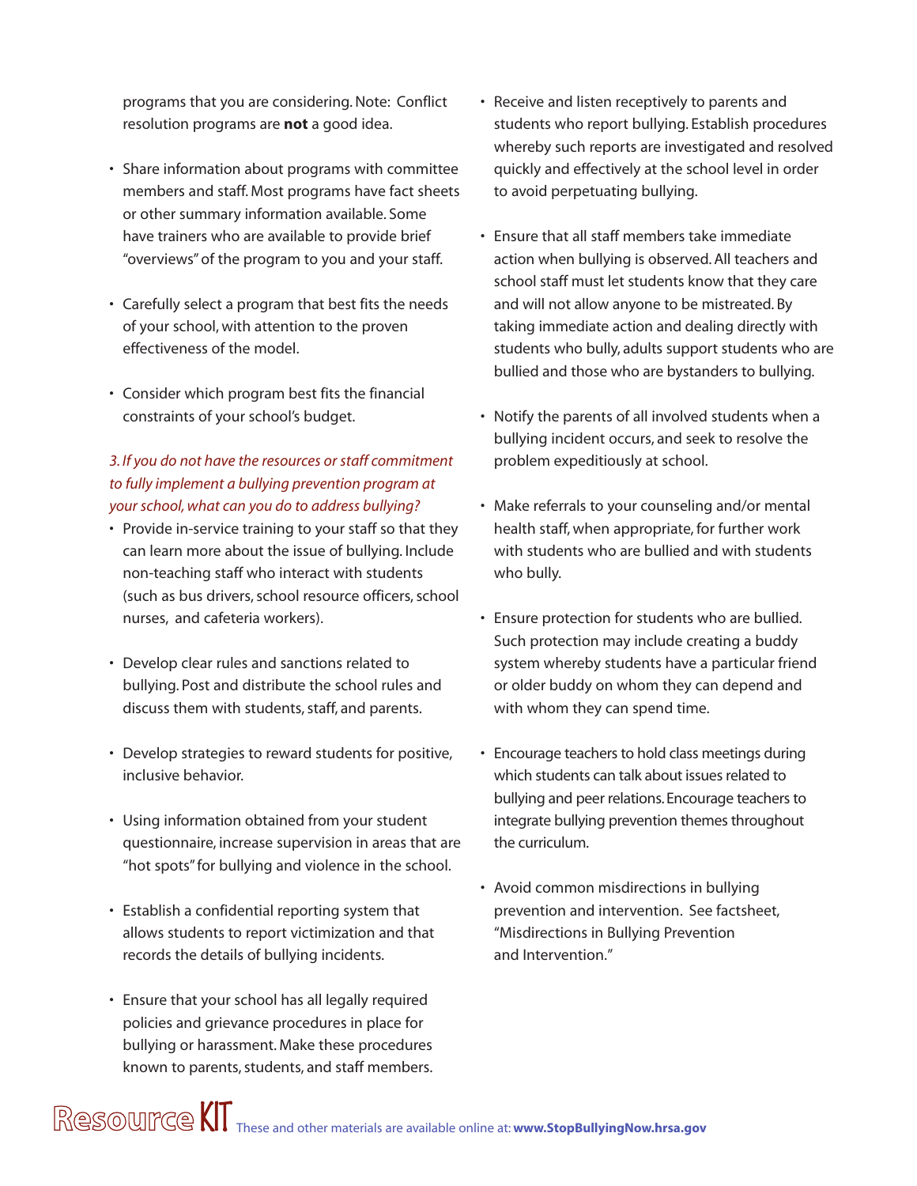programs that you are considering. Note: Conflict resolution programs are **not** a good idea.

- Share information about programs with committee members and staff. Most programs have fact sheets or other summary information available. Some have trainers who are available to provide brief "overviews" of the program to you and your staff.

- Carefully select a program that best fits the needs of your school, with attention to the proven effectiveness of the model.

- Consider which program best fits the financial constraints of your school's budget.

*3. If you do not have the resources or staff commitment to fully implement a bullying prevention program at your school, what can you do to address bullying?*

- Provide in-service training to your staff so that they can learn more about the issue of bullying. Include non-teaching staff who interact with students (such as bus drivers, school resource officers, school nurses, and cafeteria workers).

- Develop clear rules and sanctions related to bullying. Post and distribute the school rules and discuss them with students, staff, and parents.

- Develop strategies to reward students for positive, inclusive behavior.

- Using information obtained from your student questionnaire, increase supervision in areas that are "hot spots" for bullying and violence in the school.

- Establish a confidential reporting system that allows students to report victimization and that records the details of bullying incidents.

- Ensure that your school has all legally required policies and grievance procedures in place for bullying or harassment. Make these procedures known to parents, students, and staff members.

- Receive and listen receptively to parents and students who report bullying. Establish procedures whereby such reports are investigated and resolved quickly and effectively at the school level in order to avoid perpetuating bullying.

- Ensure that all staff members take immediate action when bullying is observed. All teachers and school staff must let students know that they care and will not allow anyone to be mistreated. By taking immediate action and dealing directly with students who bully, adults support students who are bullied and those who are bystanders to bullying.

- Notify the parents of all involved students when a bullying incident occurs, and seek to resolve the problem expeditiously at school.

- Make referrals to your counseling and/or mental health staff, when appropriate, for further work with students who are bullied and with students who bully.

- Ensure protection for students who are bullied. Such protection may include creating a buddy system whereby students have a particular friend or older buddy on whom they can depend and with whom they can spend time.

- Encourage teachers to hold class meetings during which students can talk about issues related to bullying and peer relations. Encourage teachers to integrate bullying prevention themes throughout the curriculum.

- Avoid common misdirections in bullying prevention and intervention. See factsheet, "Misdirections in Bullying Prevention and Intervention."

Resource KIT These and other materials are available online at: **www.StopBullyingNow.hrsa.gov**